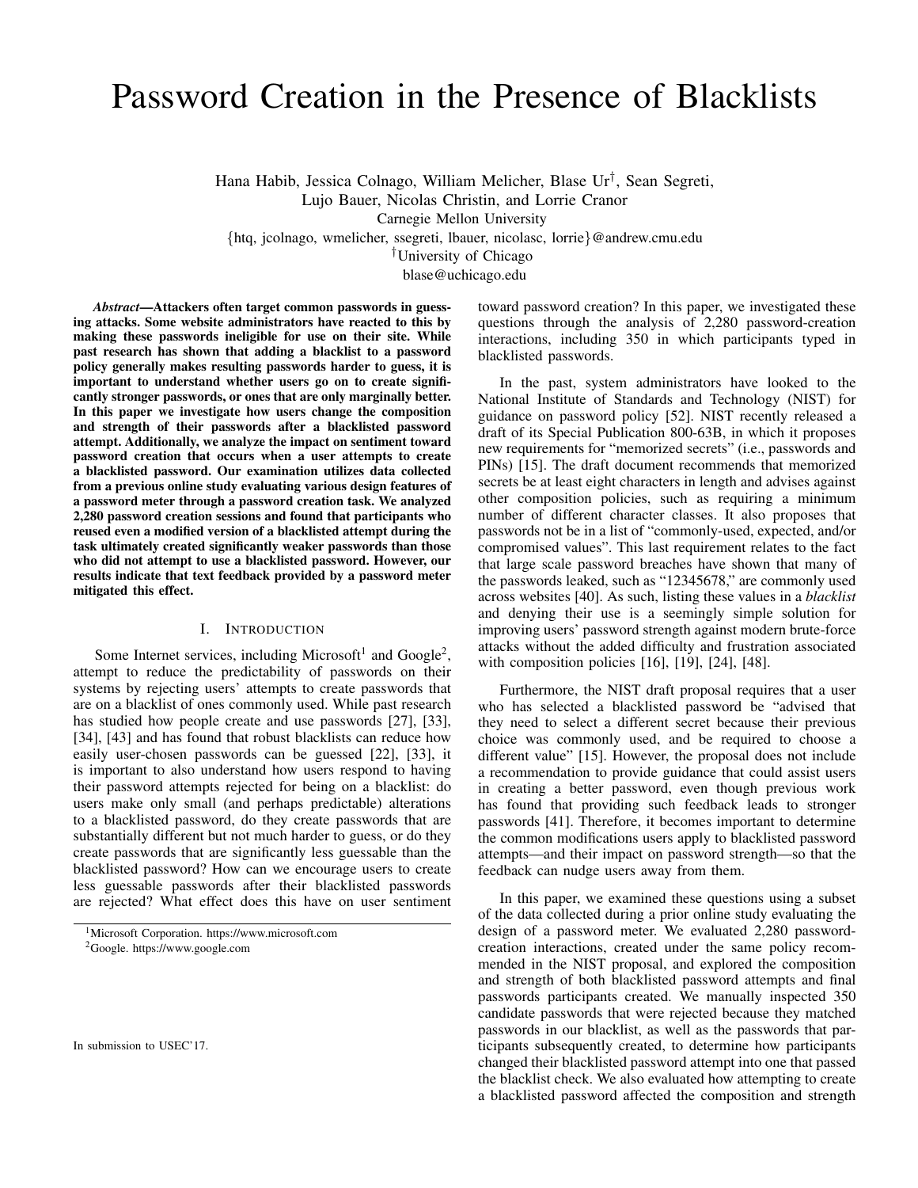# Password Creation in the Presence of Blacklists

Hana Habib, Jessica Colnago, William Melicher, Blase Ur[†], Sean Segreti, Lujo Bauer, Nicolas Christin, and Lorrie Cranor

Carnegie Mellon University

{htq, jcolnago, wmelicher, ssegreti, lbauer, nicolasc, lorrie}@andrew.cmu.edu

[†]University of Chicago

blase@uchicago.edu

***Abstract*—Attackers often target common passwords in guessing attacks. Some website administrators have reacted to this by making these passwords ineligible for use on their site. While past research has shown that adding a blacklist to a password policy generally makes resulting passwords harder to guess, it is important to understand whether users go on to create significantly stronger passwords, or ones that are only marginally better. In this paper we investigate how users change the composition and strength of their passwords after a blacklisted password attempt. Additionally, we analyze the impact on sentiment toward password creation that occurs when a user attempts to create a blacklisted password. Our examination utilizes data collected from a previous online study evaluating various design features of a password meter through a password creation task. We analyzed 2,280 password creation sessions and found that participants who reused even a modified version of a blacklisted attempt during the task ultimately created significantly weaker passwords than those who did not attempt to use a blacklisted password. However, our results indicate that text feedback provided by a password meter mitigated this effect.**

## I. Introduction

Some Internet services, including Microsoft[1] and Google[2], attempt to reduce the predictability of passwords on their systems by rejecting users' attempts to create passwords that are on a blacklist of ones commonly used. While past research has studied how people create and use passwords [27], [33], [34], [43] and has found that robust blacklists can reduce how easily user-chosen passwords can be guessed [22], [33], it is important to also understand how users respond to having their password attempts rejected for being on a blacklist: do users make only small (and perhaps predictable) alterations to a blacklisted password, do they create passwords that are substantially different but not much harder to guess, or do they create passwords that are significantly less guessable than the blacklisted password? How can we encourage users to create less guessable passwords after their blacklisted passwords are rejected? What effect does this have on user sentiment toward password creation? In this paper, we investigated these questions through the analysis of 2,280 password-creation interactions, including 350 in which participants typed in blacklisted passwords.

In the past, system administrators have looked to the National Institute of Standards and Technology (NIST) for guidance on password policy [52]. NIST recently released a draft of its Special Publication 800-63B, in which it proposes new requirements for "memorized secrets" (i.e., passwords and PINs) [15]. The draft document recommends that memorized secrets be at least eight characters in length and advises against other composition policies, such as requiring a minimum number of different character classes. It also proposes that passwords not be in a list of "commonly-used, expected, and/or compromised values". This last requirement relates to the fact that large scale password breaches have shown that many of the passwords leaked, such as "12345678," are commonly used across websites [40]. As such, listing these values in a *blacklist* and denying their use is a seemingly simple solution for improving users' password strength against modern brute-force attacks without the added difficulty and frustration associated with composition policies [16], [19], [24], [48].

Furthermore, the NIST draft proposal requires that a user who has selected a blacklisted password be "advised that they need to select a different secret because their previous choice was commonly used, and be required to choose a different value" [15]. However, the proposal does not include a recommendation to provide guidance that could assist users in creating a better password, even though previous work has found that providing such feedback leads to stronger passwords [41]. Therefore, it becomes important to determine the common modifications users apply to blacklisted password attempts—and their impact on password strength—so that the feedback can nudge users away from them.

In this paper, we examined these questions using a subset of the data collected during a prior online study evaluating the design of a password meter. We evaluated 2,280 password-creation interactions, created under the same policy recommended in the NIST proposal, and explored the composition and strength of both blacklisted password attempts and final passwords participants created. We manually inspected 350 candidate passwords that were rejected because they matched passwords in our blacklist, as well as the passwords that participants subsequently created, to determine how participants changed their blacklisted password attempt into one that passed the blacklist check. We also evaluated how attempting to create a blacklisted password affected the composition and strength

[1]Microsoft Corporation. https://www.microsoft.com

[2]Google. https://www.google.com

In submission to USEC'17.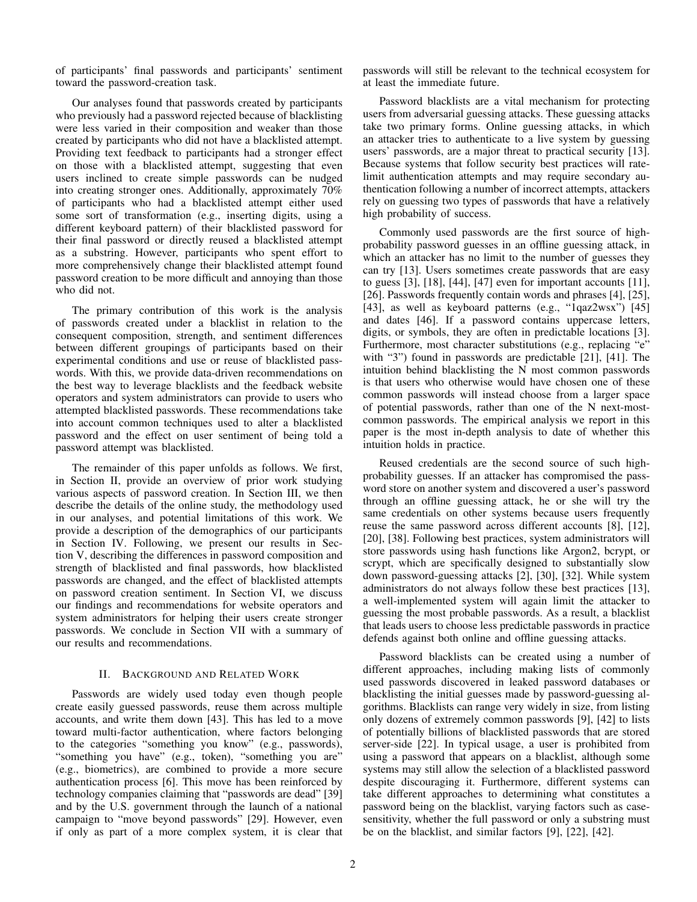of participants' final passwords and participants' sentiment toward the password-creation task.

Our analyses found that passwords created by participants who previously had a password rejected because of blacklisting were less varied in their composition and weaker than those created by participants who did not have a blacklisted attempt. Providing text feedback to participants had a stronger effect on those with a blacklisted attempt, suggesting that even users inclined to create simple passwords can be nudged into creating stronger ones. Additionally, approximately 70% of participants who had a blacklisted attempt either used some sort of transformation (e.g., inserting digits, using a different keyboard pattern) of their blacklisted password for their final password or directly reused a blacklisted attempt as a substring. However, participants who spent effort to more comprehensively change their blacklisted attempt found password creation to be more difficult and annoying than those who did not.

The primary contribution of this work is the analysis of passwords created under a blacklist in relation to the consequent composition, strength, and sentiment differences between different groupings of participants based on their experimental conditions and use or reuse of blacklisted passwords. With this, we provide data-driven recommendations on the best way to leverage blacklists and the feedback website operators and system administrators can provide to users who attempted blacklisted passwords. These recommendations take into account common techniques used to alter a blacklisted password and the effect on user sentiment of being told a password attempt was blacklisted.

The remainder of this paper unfolds as follows. We first, in Section II, provide an overview of prior work studying various aspects of password creation. In Section III, we then describe the details of the online study, the methodology used in our analyses, and potential limitations of this work. We provide a description of the demographics of our participants in Section IV. Following, we present our results in Section V, describing the differences in password composition and strength of blacklisted and final passwords, how blacklisted passwords are changed, and the effect of blacklisted attempts on password creation sentiment. In Section VI, we discuss our findings and recommendations for website operators and system administrators for helping their users create stronger passwords. We conclude in Section VII with a summary of our results and recommendations.

## II. Background and Related Work

Passwords are widely used today even though people create easily guessed passwords, reuse them across multiple accounts, and write them down [43]. This has led to a move toward multi-factor authentication, where factors belonging to the categories "something you know" (e.g., passwords), "something you have" (e.g., token), "something you are" (e.g., biometrics), are combined to provide a more secure authentication process [6]. This move has been reinforced by technology companies claiming that "passwords are dead" [39] and by the U.S. government through the launch of a national campaign to "move beyond passwords" [29]. However, even if only as part of a more complex system, it is clear that passwords will still be relevant to the technical ecosystem for at least the immediate future.

Password blacklists are a vital mechanism for protecting users from adversarial guessing attacks. These guessing attacks take two primary forms. Online guessing attacks, in which an attacker tries to authenticate to a live system by guessing users' passwords, are a major threat to practical security [13]. Because systems that follow security best practices will rate-limit authentication attempts and may require secondary authentication following a number of incorrect attempts, attackers rely on guessing two types of passwords that have a relatively high probability of success.

Commonly used passwords are the first source of high-probability password guesses in an offline guessing attack, in which an attacker has no limit to the number of guesses they can try [13]. Users sometimes create passwords that are easy to guess [3], [18], [44], [47] even for important accounts [11], [26]. Passwords frequently contain words and phrases [4], [25], [43], as well as keyboard patterns (e.g., "1qaz2wsx") [45] and dates [46]. If a password contains uppercase letters, digits, or symbols, they are often in predictable locations [3]. Furthermore, most character substitutions (e.g., replacing "e" with "3") found in passwords are predictable [21], [41]. The intuition behind blacklisting the N most common passwords is that users who otherwise would have chosen one of these common passwords will instead choose from a larger space of potential passwords, rather than one of the N next-most-common passwords. The empirical analysis we report in this paper is the most in-depth analysis to date of whether this intuition holds in practice.

Reused credentials are the second source of such high-probability guesses. If an attacker has compromised the password store on another system and discovered a user's password through an offline guessing attack, he or she will try the same credentials on other systems because users frequently reuse the same password across different accounts [8], [12], [20], [38]. Following best practices, system administrators will store passwords using hash functions like Argon2, bcrypt, or scrypt, which are specifically designed to substantially slow down password-guessing attacks [2], [30], [32]. While system administrators do not always follow these best practices [13], a well-implemented system will again limit the attacker to guessing the most probable passwords. As a result, a blacklist that leads users to choose less predictable passwords in practice defends against both online and offline guessing attacks.

Password blacklists can be created using a number of different approaches, including making lists of commonly used passwords discovered in leaked password databases or blacklisting the initial guesses made by password-guessing algorithms. Blacklists can range very widely in size, from listing only dozens of extremely common passwords [9], [42] to lists of potentially billions of blacklisted passwords that are stored server-side [22]. In typical usage, a user is prohibited from using a password that appears on a blacklist, although some systems may still allow the selection of a blacklisted password despite discouraging it. Furthermore, different systems can take different approaches to determining what constitutes a password being on the blacklist, varying factors such as case-sensitivity, whether the full password or only a substring must be on the blacklist, and similar factors [9], [22], [42].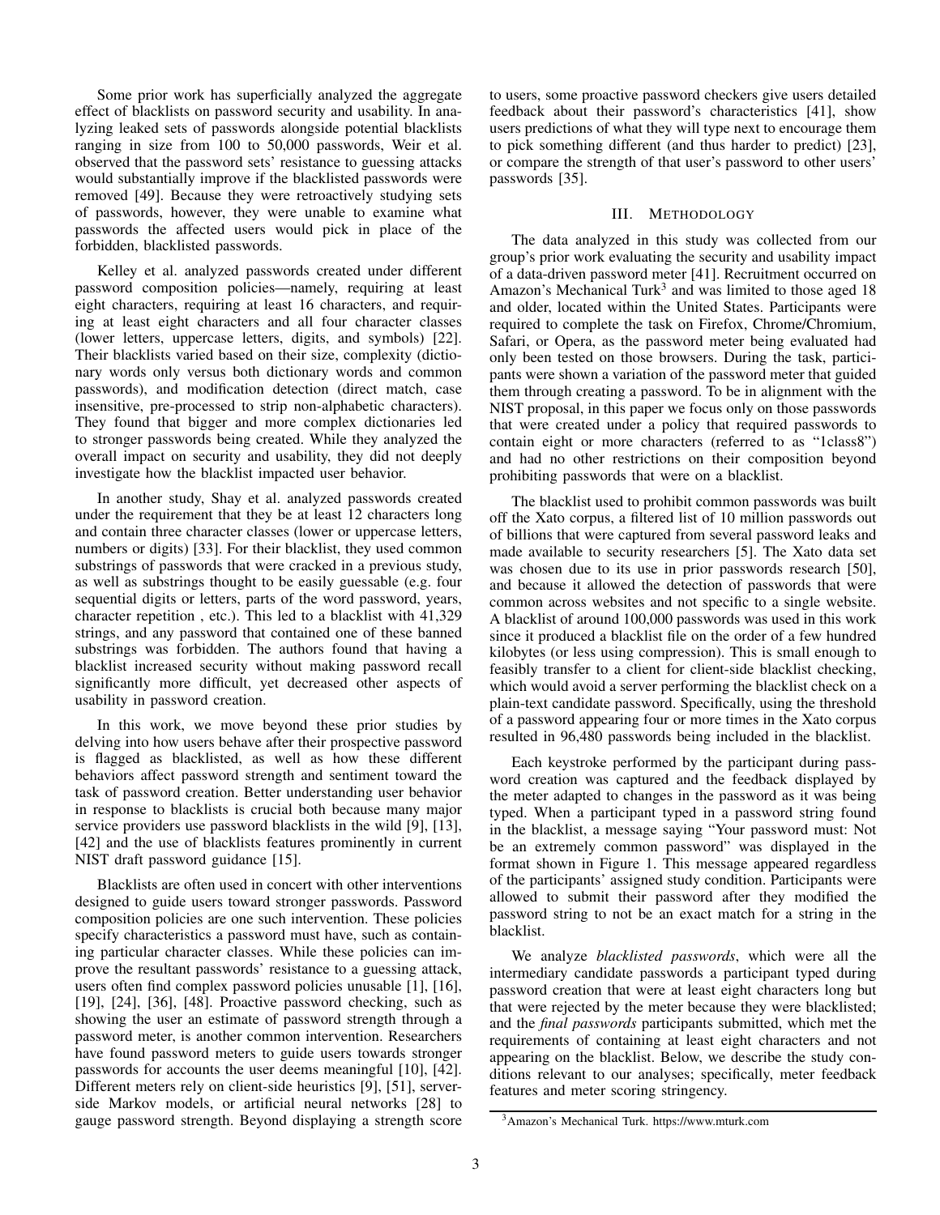Some prior work has superficially analyzed the aggregate effect of blacklists on password security and usability. In analyzing leaked sets of passwords alongside potential blacklists ranging in size from 100 to 50,000 passwords, Weir et al. observed that the password sets' resistance to guessing attacks would substantially improve if the blacklisted passwords were removed [49]. Because they were retroactively studying sets of passwords, however, they were unable to examine what passwords the affected users would pick in place of the forbidden, blacklisted passwords.

Kelley et al. analyzed passwords created under different password composition policies—namely, requiring at least eight characters, requiring at least 16 characters, and requiring at least eight characters and all four character classes (lower letters, uppercase letters, digits, and symbols) [22]. Their blacklists varied based on their size, complexity (dictionary words only versus both dictionary words and common passwords), and modification detection (direct match, case insensitive, pre-processed to strip non-alphabetic characters). They found that bigger and more complex dictionaries led to stronger passwords being created. While they analyzed the overall impact on security and usability, they did not deeply investigate how the blacklist impacted user behavior.

In another study, Shay et al. analyzed passwords created under the requirement that they be at least 12 characters long and contain three character classes (lower or uppercase letters, numbers or digits) [33]. For their blacklist, they used common substrings of passwords that were cracked in a previous study, as well as substrings thought to be easily guessable (e.g. four sequential digits or letters, parts of the word password, years, character repetition , etc.). This led to a blacklist with 41,329 strings, and any password that contained one of these banned substrings was forbidden. The authors found that having a blacklist increased security without making password recall significantly more difficult, yet decreased other aspects of usability in password creation.

In this work, we move beyond these prior studies by delving into how users behave after their prospective password is flagged as blacklisted, as well as how these different behaviors affect password strength and sentiment toward the task of password creation. Better understanding user behavior in response to blacklists is crucial both because many major service providers use password blacklists in the wild [9], [13], [42] and the use of blacklists features prominently in current NIST draft password guidance [15].

Blacklists are often used in concert with other interventions designed to guide users toward stronger passwords. Password composition policies are one such intervention. These policies specify characteristics a password must have, such as containing particular character classes. While these policies can improve the resultant passwords' resistance to a guessing attack, users often find complex password policies unusable [1], [16], [19], [24], [36], [48]. Proactive password checking, such as showing the user an estimate of password strength through a password meter, is another common intervention. Researchers have found password meters to guide users towards stronger passwords for accounts the user deems meaningful [10], [42]. Different meters rely on client-side heuristics [9], [51], server-side Markov models, or artificial neural networks [28] to gauge password strength. Beyond displaying a strength score to users, some proactive password checkers give users detailed feedback about their password's characteristics [41], show users predictions of what they will type next to encourage them to pick something different (and thus harder to predict) [23], or compare the strength of that user's password to other users' passwords [35].

## III. Methodology

The data analyzed in this study was collected from our group's prior work evaluating the security and usability impact of a data-driven password meter [41]. Recruitment occurred on Amazon's Mechanical Turk[3] and was limited to those aged 18 and older, located within the United States. Participants were required to complete the task on Firefox, Chrome/Chromium, Safari, or Opera, as the password meter being evaluated had only been tested on those browsers. During the task, participants were shown a variation of the password meter that guided them through creating a password. To be in alignment with the NIST proposal, in this paper we focus only on those passwords that were created under a policy that required passwords to contain eight or more characters (referred to as "1class8") and had no other restrictions on their composition beyond prohibiting passwords that were on a blacklist.

The blacklist used to prohibit common passwords was built off the Xato corpus, a filtered list of 10 million passwords out of billions that were captured from several password leaks and made available to security researchers [5]. The Xato data set was chosen due to its use in prior passwords research [50], and because it allowed the detection of passwords that were common across websites and not specific to a single website. A blacklist of around 100,000 passwords was used in this work since it produced a blacklist file on the order of a few hundred kilobytes (or less using compression). This is small enough to feasibly transfer to a client for client-side blacklist checking, which would avoid a server performing the blacklist check on a plain-text candidate password. Specifically, using the threshold of a password appearing four or more times in the Xato corpus resulted in 96,480 passwords being included in the blacklist.

Each keystroke performed by the participant during password creation was captured and the feedback displayed by the meter adapted to changes in the password as it was being typed. When a participant typed in a password string found in the blacklist, a message saying "Your password must: Not be an extremely common password" was displayed in the format shown in Figure 1. This message appeared regardless of the participants' assigned study condition. Participants were allowed to submit their password after they modified the password string to not be an exact match for a string in the blacklist.

We analyze *blacklisted passwords*, which were all the intermediary candidate passwords a participant typed during password creation that were at least eight characters long but that were rejected by the meter because they were blacklisted; and the *final passwords* participants submitted, which met the requirements of containing at least eight characters and not appearing on the blacklist. Below, we describe the study conditions relevant to our analyses; specifically, meter feedback features and meter scoring stringency.

[3] Amazon's Mechanical Turk. https://www.mturk.com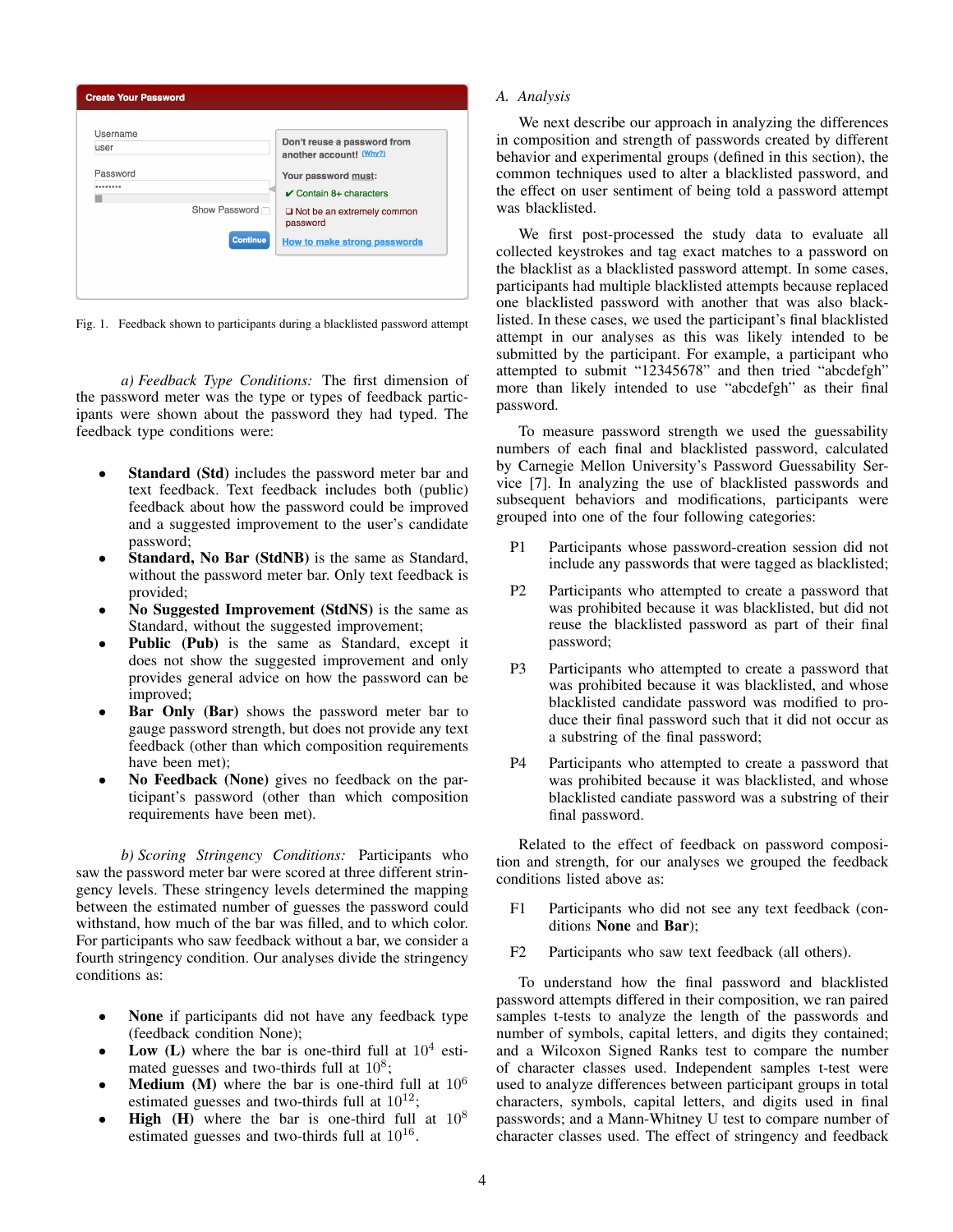Fig. 1. Feedback shown to participants during a blacklisted password attempt

*a) Feedback Type Conditions:* The first dimension of the password meter was the type or types of feedback participants were shown about the password they had typed. The feedback type conditions were:

- **Standard (Std)** includes the password meter bar and text feedback. Text feedback includes both (public) feedback about how the password could be improved and a suggested improvement to the user's candidate password;
- **Standard, No Bar (StdNB)** is the same as Standard, without the password meter bar. Only text feedback is provided;
- **No Suggested Improvement (StdNS)** is the same as Standard, without the suggested improvement;
- **Public (Pub)** is the same as Standard, except it does not show the suggested improvement and only provides general advice on how the password can be improved;
- **Bar Only (Bar)** shows the password meter bar to gauge password strength, but does not provide any text feedback (other than which composition requirements have been met);
- **No Feedback (None)** gives no feedback on the participant's password (other than which composition requirements have been met).

*b) Scoring Stringency Conditions:* Participants who saw the password meter bar were scored at three different stringency levels. These stringency levels determined the mapping between the estimated number of guesses the password could withstand, how much of the bar was filled, and to which color. For participants who saw feedback without a bar, we consider a fourth stringency condition. Our analyses divide the stringency conditions as:

- **None** if participants did not have any feedback type (feedback condition None);
- **Low (L)** where the bar is one-third full at $10^4$ estimated guesses and two-thirds full at $10^8$;
- **Medium (M)** where the bar is one-third full at $10^6$ estimated guesses and two-thirds full at $10^{12}$;
- **High (H)** where the bar is one-third full at $10^8$ estimated guesses and two-thirds full at $10^{16}$.

## A. Analysis

We next describe our approach in analyzing the differences in composition and strength of passwords created by different behavior and experimental groups (defined in this section), the common techniques used to alter a blacklisted password, and the effect on user sentiment of being told a password attempt was blacklisted.

We first post-processed the study data to evaluate all collected keystrokes and tag exact matches to a password on the blacklist as a blacklisted password attempt. In some cases, participants had multiple blacklisted attempts because replaced one blacklisted password with another that was also blacklisted. In these cases, we used the participant's final blacklisted attempt in our analyses as this was likely intended to be submitted by the participant. For example, a participant who attempted to submit "12345678" and then tried "abcdefgh" more than likely intended to use "abcdefgh" as their final password.

To measure password strength we used the guessability numbers of each final and blacklisted password, calculated by Carnegie Mellon University's Password Guessability Service [7]. In analyzing the use of blacklisted passwords and subsequent behaviors and modifications, participants were grouped into one of the four following categories:

- P1 Participants whose password-creation session did not include any passwords that were tagged as blacklisted;
- P2 Participants who attempted to create a password that was prohibited because it was blacklisted, but did not reuse the blacklisted password as part of their final password;
- P3 Participants who attempted to create a password that was prohibited because it was blacklisted, and whose blacklisted candidate password was modified to produce their final password such that it did not occur as a substring of the final password;
- P4 Participants who attempted to create a password that was prohibited because it was blacklisted, and whose blacklisted candiate password was a substring of their final password.

Related to the effect of feedback on password composition and strength, for our analyses we grouped the feedback conditions listed above as:

- F1 Participants who did not see any text feedback (conditions **None** and **Bar**);
- F2 Participants who saw text feedback (all others).

To understand how the final password and blacklisted password attempts differed in their composition, we ran paired samples t-tests to analyze the length of the passwords and number of symbols, capital letters, and digits they contained; and a Wilcoxon Signed Ranks test to compare the number of character classes used. Independent samples t-test were used to analyze differences between participant groups in total characters, symbols, capital letters, and digits used in final passwords; and a Mann-Whitney U test to compare number of character classes used. The effect of stringency and feedback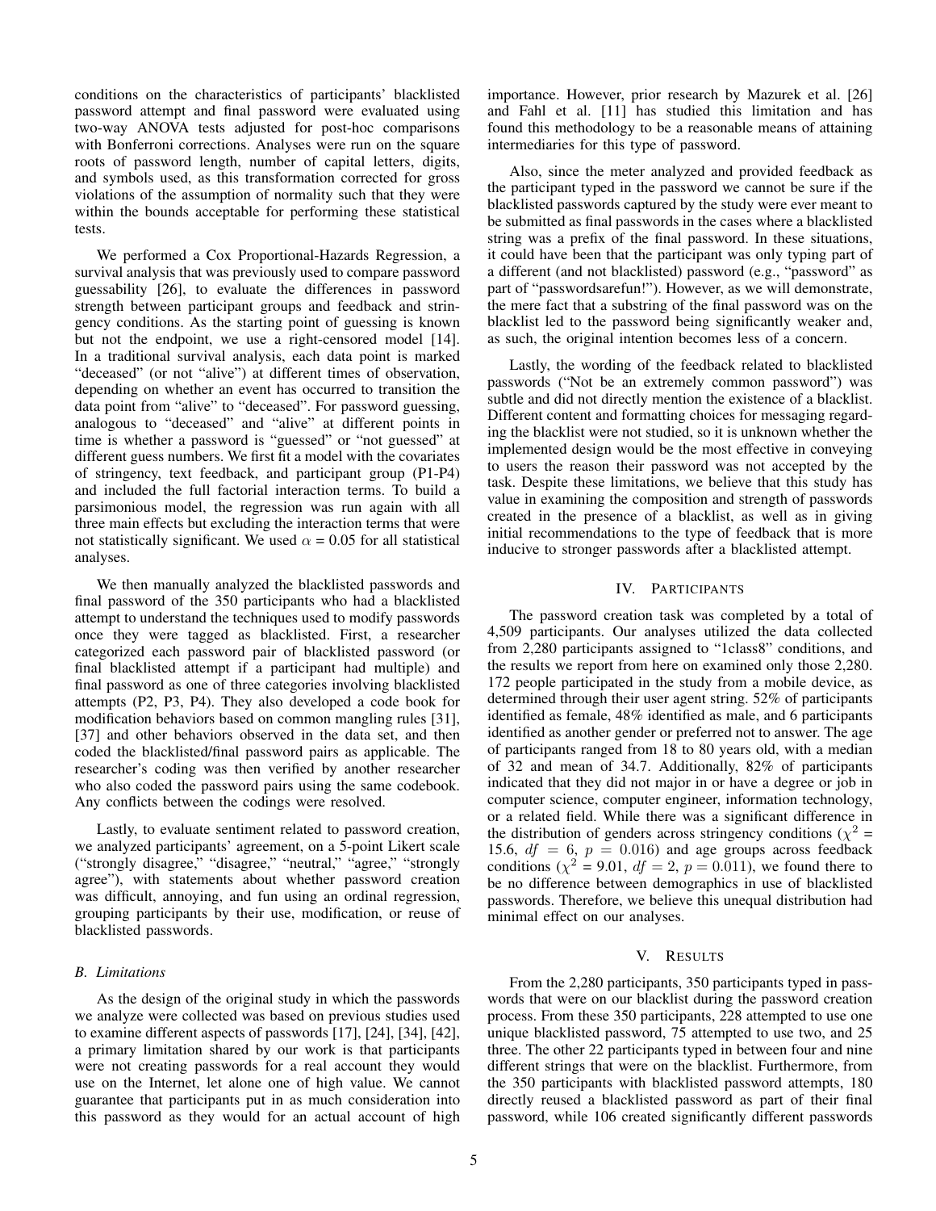conditions on the characteristics of participants' blacklisted password attempt and final password were evaluated using two-way ANOVA tests adjusted for post-hoc comparisons with Bonferroni corrections. Analyses were run on the square roots of password length, number of capital letters, digits, and symbols used, as this transformation corrected for gross violations of the assumption of normality such that they were within the bounds acceptable for performing these statistical tests.

We performed a Cox Proportional-Hazards Regression, a survival analysis that was previously used to compare password guessability [26], to evaluate the differences in password strength between participant groups and feedback and stringency conditions. As the starting point of guessing is known but not the endpoint, we use a right-censored model [14]. In a traditional survival analysis, each data point is marked "deceased" (or not "alive") at different times of observation, depending on whether an event has occurred to transition the data point from "alive" to "deceased". For password guessing, analogous to "deceased" and "alive" at different points in time is whether a password is "guessed" or "not guessed" at different guess numbers. We first fit a model with the covariates of stringency, text feedback, and participant group (P1-P4) and included the full factorial interaction terms. To build a parsimonious model, the regression was run again with all three main effects but excluding the interaction terms that were not statistically significant. We used $\alpha$ = 0.05 for all statistical analyses.

We then manually analyzed the blacklisted passwords and final password of the 350 participants who had a blacklisted attempt to understand the techniques used to modify passwords once they were tagged as blacklisted. First, a researcher categorized each password pair of blacklisted password (or final blacklisted attempt if a participant had multiple) and final password as one of three categories involving blacklisted attempts (P2, P3, P4). They also developed a code book for modification behaviors based on common mangling rules [31], [37] and other behaviors observed in the data set, and then coded the blacklisted/final password pairs as applicable. The researcher's coding was then verified by another researcher who also coded the password pairs using the same codebook. Any conflicts between the codings were resolved.

Lastly, to evaluate sentiment related to password creation, we analyzed participants' agreement, on a 5-point Likert scale ("strongly disagree," "disagree," "neutral," "agree," "strongly agree"), with statements about whether password creation was difficult, annoying, and fun using an ordinal regression, grouping participants by their use, modification, or reuse of blacklisted passwords.

### B. Limitations

As the design of the original study in which the passwords we analyze were collected was based on previous studies used to examine different aspects of passwords [17], [24], [34], [42], a primary limitation shared by our work is that participants were not creating passwords for a real account they would use on the Internet, let alone one of high value. We cannot guarantee that participants put in as much consideration into this password as they would for an actual account of high importance. However, prior research by Mazurek et al. [26] and Fahl et al. [11] has studied this limitation and has found this methodology to be a reasonable means of attaining intermediaries for this type of password.

Also, since the meter analyzed and provided feedback as the participant typed in the password we cannot be sure if the blacklisted passwords captured by the study were ever meant to be submitted as final passwords in the cases where a blacklisted string was a prefix of the final password. In these situations, it could have been that the participant was only typing part of a different (and not blacklisted) password (e.g., "password" as part of "passwordsarefun!"). However, as we will demonstrate, the mere fact that a substring of the final password was on the blacklist led to the password being significantly weaker and, as such, the original intention becomes less of a concern.

Lastly, the wording of the feedback related to blacklisted passwords ("Not be an extremely common password") was subtle and did not directly mention the existence of a blacklist. Different content and formatting choices for messaging regarding the blacklist were not studied, so it is unknown whether the implemented design would be the most effective in conveying to users the reason their password was not accepted by the task. Despite these limitations, we believe that this study has value in examining the composition and strength of passwords created in the presence of a blacklist, as well as in giving initial recommendations to the type of feedback that is more inducive to stronger passwords after a blacklisted attempt.

## IV. Participants

The password creation task was completed by a total of 4,509 participants. Our analyses utilized the data collected from 2,280 participants assigned to "1class8" conditions, and the results we report from here on examined only those 2,280. 172 people participated in the study from a mobile device, as determined through their user agent string. 52% of participants identified as female, 48% identified as male, and 6 participants identified as another gender or preferred not to answer. The age of participants ranged from 18 to 80 years old, with a median of 32 and mean of 34.7. Additionally, 82% of participants indicated that they did not major in or have a degree or job in computer science, computer engineer, information technology, or a related field. While there was a significant difference in the distribution of genders across stringency conditions ($\chi^2$ = 15.6, $df$ = 6, $p$ = 0.016) and age groups across feedback conditions ($\chi^2$ = 9.01, $df = 2$, $p = 0.011$), we found there to be no difference between demographics in use of blacklisted passwords. Therefore, we believe this unequal distribution had minimal effect on our analyses.

## V. Results

From the 2,280 participants, 350 participants typed in passwords that were on our blacklist during the password creation process. From these 350 participants, 228 attempted to use one unique blacklisted password, 75 attempted to use two, and 25 three. The other 22 participants typed in between four and nine different strings that were on the blacklist. Furthermore, from the 350 participants with blacklisted password attempts, 180 directly reused a blacklisted password as part of their final password, while 106 created significantly different passwords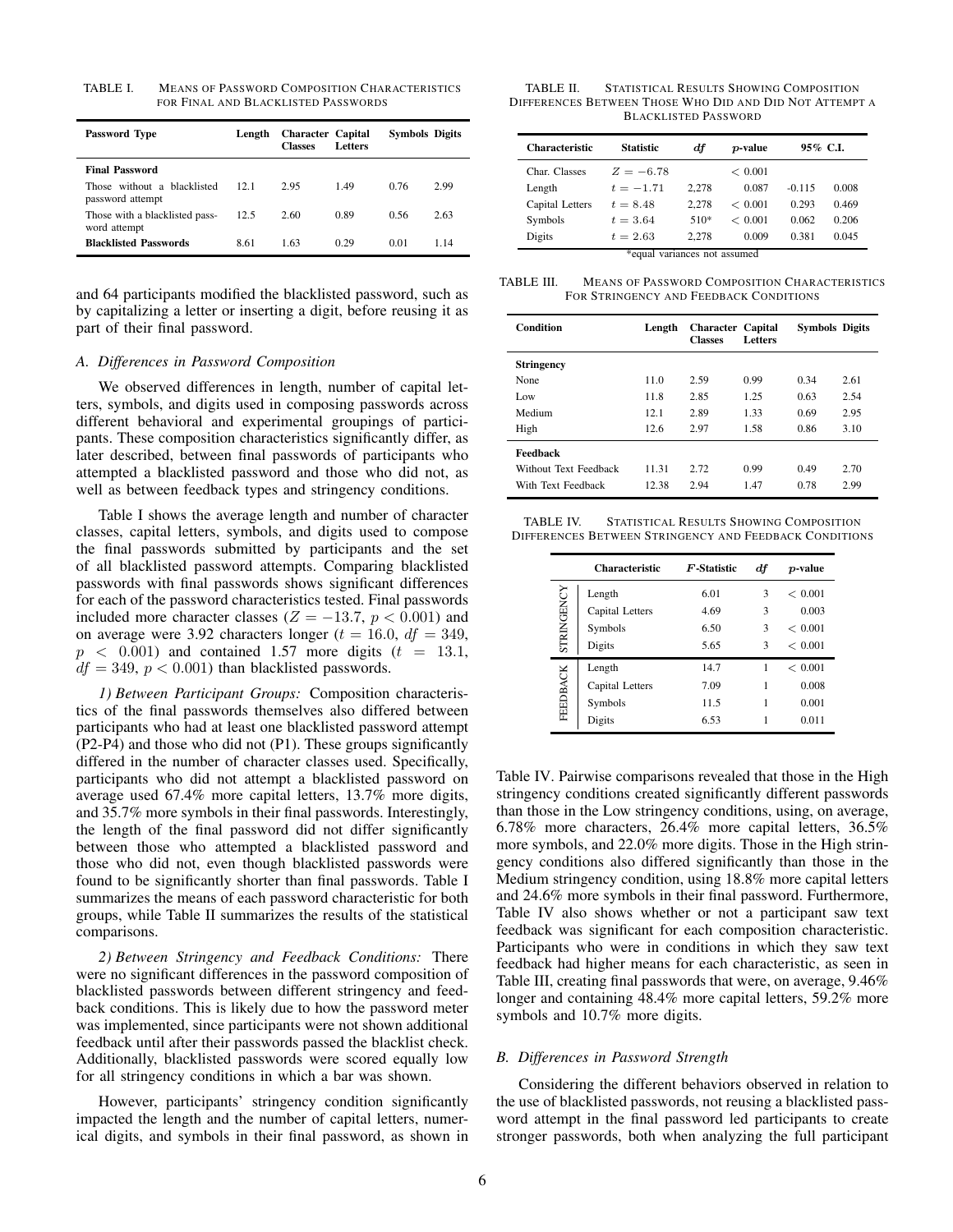TABLE I. MEANS OF PASSWORD COMPOSITION CHARACTERISTICS FOR FINAL AND BLACKLISTED PASSWORDS

| Password Type | Length | Character Classes | Capital Letters | Symbols | Digits |
|---|---|---|---|---|---|
| **Final Password** | | | | | |
| Those without a blacklisted password attempt | 12.1 | 2.95 | 1.49 | 0.76 | 2.99 |
| Those with a blacklisted password attempt | 12.5 | 2.60 | 0.89 | 0.56 | 2.63 |
| **Blacklisted Passwords** | 8.61 | 1.63 | 0.29 | 0.01 | 1.14 |

and 64 participants modified the blacklisted password, such as by capitalizing a letter or inserting a digit, before reusing it as part of their final password.

### *A. Differences in Password Composition*

We observed differences in length, number of capital letters, symbols, and digits used in composing passwords across different behavioral and experimental groupings of participants. These composition characteristics significantly differ, as later described, between final passwords of participants who attempted a blacklisted password and those who did not, as well as between feedback types and stringency conditions.

Table I shows the average length and number of character classes, capital letters, symbols, and digits used to compose the final passwords submitted by participants and the set of all blacklisted password attempts. Comparing blacklisted passwords with final passwords shows significant differences for each of the password characteristics tested. Final passwords included more character classes ($Z = -13.7$, $p < 0.001$) and on average were 3.92 characters longer ($t = 16.0$, $df = 349$, $p < 0.001$) and contained 1.57 more digits ($t = 13.1$, $df = 349$, $p < 0.001$) than blacklisted passwords.

*1) Between Participant Groups:* Composition characteristics of the final passwords themselves also differed between participants who had at least one blacklisted password attempt (P2-P4) and those who did not (P1). These groups significantly differed in the number of character classes used. Specifically, participants who did not attempt a blacklisted password on average used 67.4% more capital letters, 13.7% more digits, and 35.7% more symbols in their final passwords. Interestingly, the length of the final password did not differ significantly between those who attempted a blacklisted password and those who did not, even though blacklisted passwords were found to be significantly shorter than final passwords. Table I summarizes the means of each password characteristic for both groups, while Table II summarizes the results of the statistical comparisons.

*2) Between Stringency and Feedback Conditions:* There were no significant differences in the password composition of blacklisted passwords between different stringency and feedback conditions. This is likely due to how the password meter was implemented, since participants were not shown additional feedback until after their passwords passed the blacklist check. Additionally, blacklisted passwords were scored equally low for all stringency conditions in which a bar was shown.

However, participants' stringency condition significantly impacted the length and the number of capital letters, numerical digits, and symbols in their final password, as shown in Table IV. Pairwise comparisons revealed that those in the High stringency conditions created significantly different passwords than those in the Low stringency conditions, using, on average, 6.78% more characters, 26.4% more capital letters, 36.5% more symbols, and 22.0% more digits. Those in the High stringency conditions also differed significantly than those in the Medium stringency condition, using 18.8% more capital letters and 24.6% more symbols in their final password. Furthermore, Table IV also shows whether or not a participant saw text feedback was significant for each composition characteristic. Participants who were in conditions in which they saw text feedback had higher means for each characteristic, as seen in Table III, creating final passwords that were, on average, 9.46% longer and containing 48.4% more capital letters, 59.2% more symbols and 10.7% more digits.

TABLE II. STATISTICAL RESULTS SHOWING COMPOSITION DIFFERENCES BETWEEN THOSE WHO DID AND DID NOT ATTEMPT A BLACKLISTED PASSWORD

| Characteristic | Statistic | *df* | *p*-value | 95% C.I. | |
|---|---|---|---|---|---|
| Char. Classes | $Z = -6.78$ | | $< 0.001$ | | |
| Length | $t = -1.71$ | 2,278 | 0.087 | -0.115 | 0.008 |
| Capital Letters | $t = 8.48$ | 2,278 | $< 0.001$ | 0.293 | 0.469 |
| Symbols | $t = 3.64$ | 510* | $< 0.001$ | 0.062 | 0.206 |
| Digits | $t = 2.63$ | 2,278 | 0.009 | 0.381 | 0.045 |

*equal variances not assumed

TABLE III. MEANS OF PASSWORD COMPOSITION CHARACTERISTICS FOR STRINGENCY AND FEEDBACK CONDITIONS

| Condition | Length | Character Classes | Capital Letters | Symbols | Digits |
|---|---|---|---|---|---|
| **Stringency** | | | | | |
| None | 11.0 | 2.59 | 0.99 | 0.34 | 2.61 |
| Low | 11.8 | 2.85 | 1.25 | 0.63 | 2.54 |
| Medium | 12.1 | 2.89 | 1.33 | 0.69 | 2.95 |
| High | 12.6 | 2.97 | 1.58 | 0.86 | 3.10 |
| **Feedback** | | | | | |
| Without Text Feedback | 11.31 | 2.72 | 0.99 | 0.49 | 2.70 |
| With Text Feedback | 12.38 | 2.94 | 1.47 | 0.78 | 2.99 |

TABLE IV. STATISTICAL RESULTS SHOWING COMPOSITION DIFFERENCES BETWEEN STRINGENCY AND FEEDBACK CONDITIONS

| | Characteristic | *F*-Statistic | *df* | *p*-value |
|---|---|---|---|---|
| STRINGENCY | Length | 6.01 | 3 | $< 0.001$ |
| | Capital Letters | 4.69 | 3 | 0.003 |
| | Symbols | 6.50 | 3 | $< 0.001$ |
| | Digits | 5.65 | 3 | $< 0.001$ |
| FEEDBACK | Length | 14.7 | 1 | $< 0.001$ |
| | Capital Letters | 7.09 | 1 | 0.008 |
| | Symbols | 11.5 | 1 | 0.001 |
| | Digits | 6.53 | 1 | 0.011 |

### *B. Differences in Password Strength*

Considering the different behaviors observed in relation to the use of blacklisted passwords, not reusing a blacklisted password attempt in the final password led participants to create stronger passwords, both when analyzing the full participant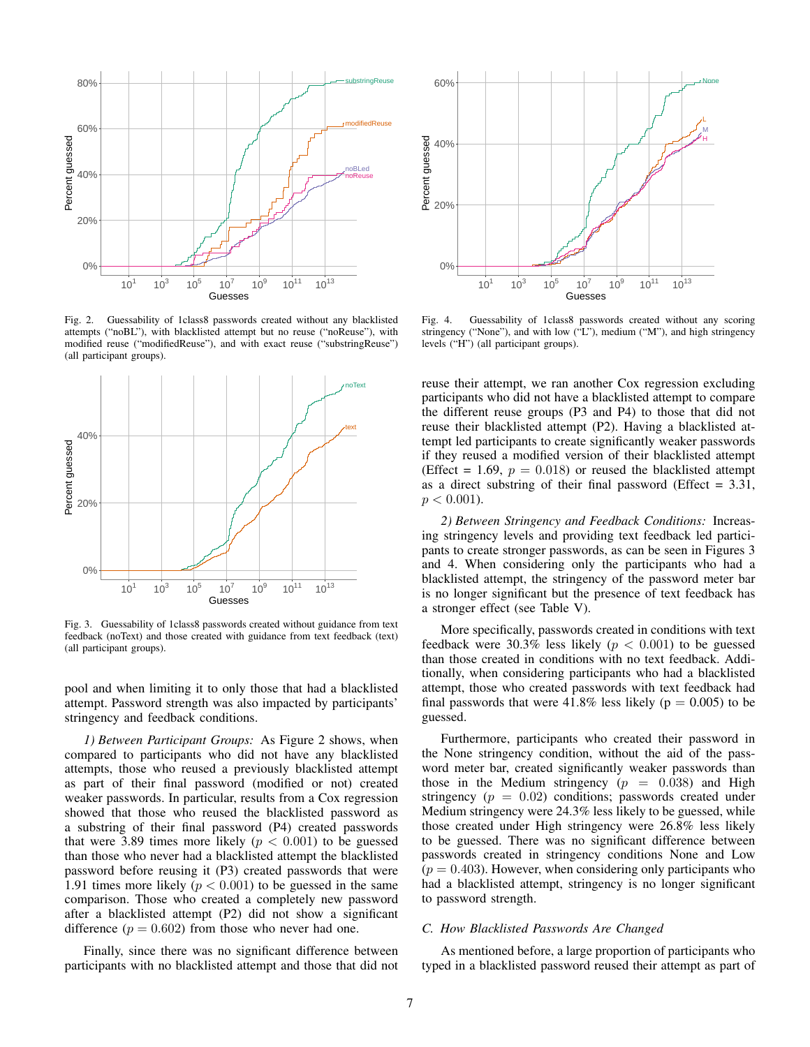Fig. 2. Guessability of 1class8 passwords created without any blacklisted attempts ("noBL"), with blacklisted attempt but no reuse ("noReuse"), with modified reuse ("modifiedReuse"), and with exact reuse ("substringReuse") (all participant groups).

Fig. 3. Guessability of 1class8 passwords created without guidance from text feedback (noText) and those created with guidance from text feedback (text) (all participant groups).

pool and when limiting it to only those that had a blacklisted attempt. Password strength was also impacted by participants' stringency and feedback conditions.

*1) Between Participant Groups:* As Figure 2 shows, when compared to participants who did not have any blacklisted attempts, those who reused a previously blacklisted attempt as part of their final password (modified or not) created weaker passwords. In particular, results from a Cox regression showed that those who reused the blacklisted password as a substring of their final password (P4) created passwords that were 3.89 times more likely ($p < 0.001$) to be guessed than those who never had a blacklisted attempt the blacklisted password before reusing it (P3) created passwords that were 1.91 times more likely ($p < 0.001$) to be guessed in the same comparison. Those who created a completely new password after a blacklisted attempt (P2) did not show a significant difference ($p = 0.602$) from those who never had one.

Finally, since there was no significant difference between participants with no blacklisted attempt and those that did not reuse their attempt, we ran another Cox regression excluding participants who did not have a blacklisted attempt to compare the different reuse groups (P3 and P4) to those that did not reuse their blacklisted attempt (P2). Having a blacklisted attempt led participants to create significantly weaker passwords if they reused a modified version of their blacklisted attempt (Effect = 1.69, $p = 0.018$) or reused the blacklisted attempt as a direct substring of their final password (Effect = 3.31, $p < 0.001$).

Fig. 4. Guessability of 1class8 passwords created without any scoring stringency ("None"), and with low ("L"), medium ("M"), and high stringency levels ("H") (all participant groups).

*2) Between Stringency and Feedback Conditions:* Increasing stringency levels and providing text feedback led participants to create stronger passwords, as can be seen in Figures 3 and 4. When considering only the participants who had a blacklisted attempt, the stringency of the password meter bar is no longer significant but the presence of text feedback has a stronger effect (see Table V).

More specifically, passwords created in conditions with text feedback were 30.3% less likely ($p < 0.001$) to be guessed than those created in conditions with no text feedback. Additionally, when considering participants who had a blacklisted attempt, those who created passwords with text feedback had final passwords that were 41.8% less likely (p = 0.005) to be guessed.

Furthermore, participants who created their password in the None stringency condition, without the aid of the password meter bar, created significantly weaker passwords than those in the Medium stringency ($p = 0.038$) and High stringency ($p = 0.02$) conditions; passwords created under Medium stringency were 24.3% less likely to be guessed, while those created under High stringency were 26.8% less likely to be guessed. There was no significant difference between passwords created in stringency conditions None and Low ($p = 0.403$). However, when considering only participants who had a blacklisted attempt, stringency is no longer significant to password strength.

### C. How Blacklisted Passwords Are Changed

As mentioned before, a large proportion of participants who typed in a blacklisted password reused their attempt as part of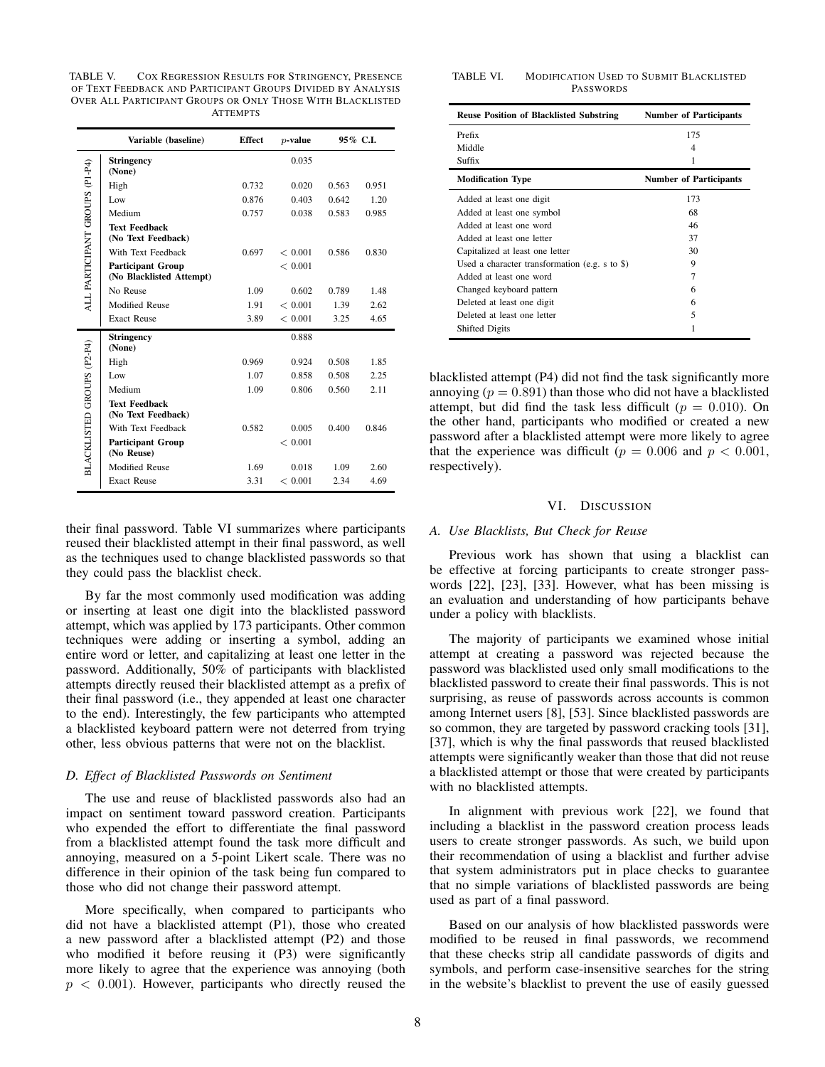TABLE V. COX REGRESSION RESULTS FOR STRINGENCY, PRESENCE OF TEXT FEEDBACK AND PARTICIPANT GROUPS DIVIDED BY ANALYSIS OVER ALL PARTICIPANT GROUPS OR ONLY THOSE WITH BLACKLISTED ATTEMPTS

| | Variable (baseline) | Effect | $p$-value | 95% C.I. | |
|---|---|---|---|---|---|
| ALL PARTICIPANT GROUPS (P1-P4) | **Stringency (None)** | | 0.035 | | |
| | High | 0.732 | 0.020 | 0.563 | 0.951 |
| | Low | 0.876 | 0.403 | 0.642 | 1.20 |
| | Medium | 0.757 | 0.038 | 0.583 | 0.985 |
| | **Text Feedback (No Text Feedback)** | | | | |
| | With Text Feedback | 0.697 | $< 0.001$ | 0.586 | 0.830 |
| | **Participant Group (No Blacklisted Attempt)** | | $< 0.001$ | | |
| | No Reuse | 1.09 | 0.602 | 0.789 | 1.48 |
| | Modified Reuse | 1.91 | $< 0.001$ | 1.39 | 2.62 |
| | Exact Reuse | 3.89 | $< 0.001$ | 3.25 | 4.65 |
| BLACKLISTED GROUPS (P2-P4) | **Stringency (None)** | | 0.888 | | |
| | High | 0.969 | 0.924 | 0.508 | 1.85 |
| | Low | 1.07 | 0.858 | 0.508 | 2.25 |
| | Medium | 1.09 | 0.806 | 0.560 | 2.11 |
| | **Text Feedback (No Text Feedback)** | | | | |
| | With Text Feedback | 0.582 | 0.005 | 0.400 | 0.846 |
| | **Participant Group (No Reuse)** | | $< 0.001$ | | |
| | Modified Reuse | 1.69 | 0.018 | 1.09 | 2.60 |
| | Exact Reuse | 3.31 | $< 0.001$ | 2.34 | 4.69 |

their final password. Table VI summarizes where participants reused their blacklisted attempt in their final password, as well as the techniques used to change blacklisted passwords so that they could pass the blacklist check.

By far the most commonly used modification was adding or inserting at least one digit into the blacklisted password attempt, which was applied by 173 participants. Other common techniques were adding or inserting a symbol, adding an entire word or letter, and capitalizing at least one letter in the password. Additionally, 50% of participants with blacklisted attempts directly reused their blacklisted attempt as a prefix of their final password (i.e., they appended at least one character to the end). Interestingly, the few participants who attempted a blacklisted keyboard pattern were not deterred from trying other, less obvious patterns that were not on the blacklist.

### D. Effect of Blacklisted Passwords on Sentiment

The use and reuse of blacklisted passwords also had an impact on sentiment toward password creation. Participants who expended the effort to differentiate the final password from a blacklisted attempt found the task more difficult and annoying, measured on a 5-point Likert scale. There was no difference in their opinion of the task being fun compared to those who did not change their password attempt.

More specifically, when compared to participants who did not have a blacklisted attempt (P1), those who created a new password after a blacklisted attempt (P2) and those who modified it before reusing it (P3) were significantly more likely to agree that the experience was annoying (both $p < 0.001$). However, participants who directly reused the blacklisted attempt (P4) did not find the task significantly more annoying ($p = 0.891$) than those who did not have a blacklisted attempt, but did find the task less difficult ($p = 0.010$). On the other hand, participants who modified or created a new password after a blacklisted attempt were more likely to agree that the experience was difficult ($p = 0.006$ and $p < 0.001$, respectively).

TABLE VI. MODIFICATION USED TO SUBMIT BLACKLISTED PASSWORDS

| Reuse Position of Blacklisted Substring | Number of Participants |
|---|---|
| Prefix | 175 |
| Middle | 4 |
| Suffix | 1 |
| **Modification Type** | **Number of Participants** |
| Added at least one digit | 173 |
| Added at least one symbol | 68 |
| Added at least one word | 46 |
| Added at least one letter | 37 |
| Capitalized at least one letter | 30 |
| Used a character transformation (e.g. s to $) | 9 |
| Added at least one word | 7 |
| Changed keyboard pattern | 6 |
| Deleted at least one digit | 6 |
| Deleted at least one letter | 5 |
| Shifted Digits | 1 |

## VI. DISCUSSION

### A. Use Blacklists, But Check for Reuse

Previous work has shown that using a blacklist can be effective at forcing participants to create stronger passwords [22], [23], [33]. However, what has been missing is an evaluation and understanding of how participants behave under a policy with blacklists.

The majority of participants we examined whose initial attempt at creating a password was rejected because the password was blacklisted used only small modifications to the blacklisted password to create their final passwords. This is not surprising, as reuse of passwords across accounts is common among Internet users [8], [53]. Since blacklisted passwords are so common, they are targeted by password cracking tools [31], [37], which is why the final passwords that reused blacklisted attempts were significantly weaker than those that did not reuse a blacklisted attempt or those that were created by participants with no blacklisted attempts.

In alignment with previous work [22], we found that including a blacklist in the password creation process leads users to create stronger passwords. As such, we build upon their recommendation of using a blacklist and further advise that system administrators put in place checks to guarantee that no simple variations of blacklisted passwords are being used as part of a final password.

Based on our analysis of how blacklisted passwords were modified to be reused in final passwords, we recommend that these checks strip all candidate passwords of digits and symbols, and perform case-insensitive searches for the string in the website's blacklist to prevent the use of easily guessed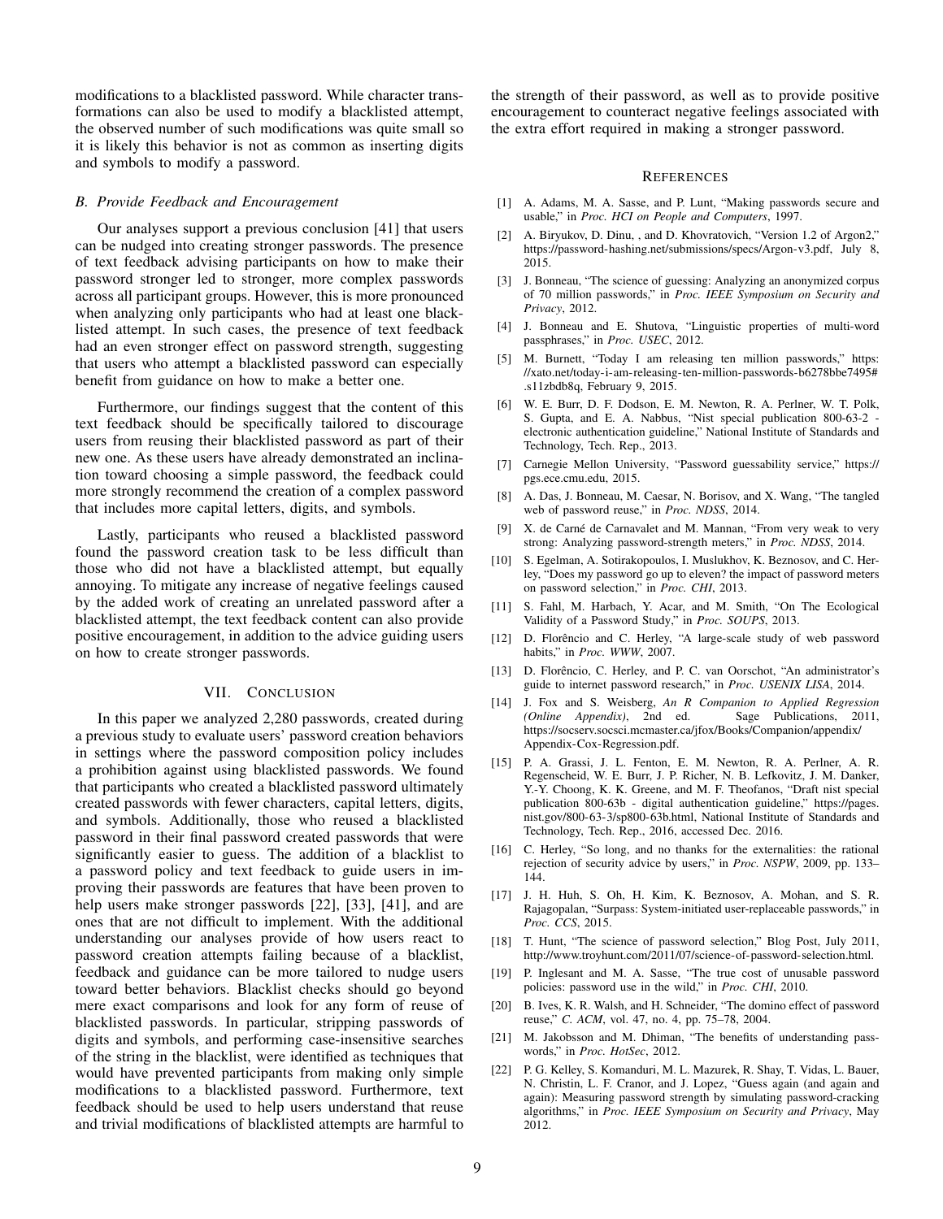modifications to a blacklisted password. While character transformations can also be used to modify a blacklisted attempt, the observed number of such modifications was quite small so it is likely this behavior is not as common as inserting digits and symbols to modify a password.

### *B. Provide Feedback and Encouragement*

Our analyses support a previous conclusion [41] that users can be nudged into creating stronger passwords. The presence of text feedback advising participants on how to make their password stronger led to stronger, more complex passwords across all participant groups. However, this is more pronounced when analyzing only participants who had at least one blacklisted attempt. In such cases, the presence of text feedback had an even stronger effect on password strength, suggesting that users who attempt a blacklisted password can especially benefit from guidance on how to make a better one.

Furthermore, our findings suggest that the content of this text feedback should be specifically tailored to discourage users from reusing their blacklisted password as part of their new one. As these users have already demonstrated an inclination toward choosing a simple password, the feedback could more strongly recommend the creation of a complex password that includes more capital letters, digits, and symbols.

Lastly, participants who reused a blacklisted password found the password creation task to be less difficult than those who did not have a blacklisted attempt, but equally annoying. To mitigate any increase of negative feelings caused by the added work of creating an unrelated password after a blacklisted attempt, the text feedback content can also provide positive encouragement, in addition to the advice guiding users on how to create stronger passwords.

## VII. Conclusion

In this paper we analyzed 2,280 passwords, created during a previous study to evaluate users' password creation behaviors in settings where the password composition policy includes a prohibition against using blacklisted passwords. We found that participants who created a blacklisted password ultimately created passwords with fewer characters, capital letters, digits, and symbols. Additionally, those who reused a blacklisted password in their final password created passwords that were significantly easier to guess. The addition of a blacklist to a password policy and text feedback to guide users in improving their passwords are features that have been proven to help users make stronger passwords [22], [33], [41], and are ones that are not difficult to implement. With the additional understanding our analyses provide of how users react to password creation attempts failing because of a blacklist, feedback and guidance can be more tailored to nudge users toward better behaviors. Blacklist checks should go beyond mere exact comparisons and look for any form of reuse of blacklisted passwords. In particular, stripping passwords of digits and symbols, and performing case-insensitive searches of the string in the blacklist, were identified as techniques that would have prevented participants from making only simple modifications to a blacklisted password. Furthermore, text feedback should be used to help users understand that reuse and trivial modifications of blacklisted attempts are harmful to the strength of their password, as well as to provide positive encouragement to counteract negative feelings associated with the extra effort required in making a stronger password.

## References

[1] A. Adams, M. A. Sasse, and P. Lunt, "Making passwords secure and usable," in *Proc. HCI on People and Computers*, 1997.

[2] A. Biryukov, D. Dinu, , and D. Khovratovich, "Version 1.2 of Argon2," https://password-hashing.net/submissions/specs/Argon-v3.pdf, July 8, 2015.

[3] J. Bonneau, "The science of guessing: Analyzing an anonymized corpus of 70 million passwords," in *Proc. IEEE Symposium on Security and Privacy*, 2012.

[4] J. Bonneau and E. Shutova, "Linguistic properties of multi-word passphrases," in *Proc. USEC*, 2012.

[5] M. Burnett, "Today I am releasing ten million passwords," https://xato.net/today-i-am-releasing-ten-million-passwords-b6278bbe7495#.s11zbdb8q, February 9, 2015.

[6] W. E. Burr, D. F. Dodson, E. M. Newton, R. A. Perlner, W. T. Polk, S. Gupta, and E. A. Nabbus, "Nist special publication 800-63-2 - electronic authentication guideline," National Institute of Standards and Technology, Tech. Rep., 2013.

[7] Carnegie Mellon University, "Password guessability service," https://pgs.ece.cmu.edu, 2015.

[8] A. Das, J. Bonneau, M. Caesar, N. Borisov, and X. Wang, "The tangled web of password reuse," in *Proc. NDSS*, 2014.

[9] X. de Carné de Carnavalet and M. Mannan, "From very weak to very strong: Analyzing password-strength meters," in *Proc. NDSS*, 2014.

[10] S. Egelman, A. Sotirakopoulos, I. Muslukhov, K. Beznosov, and C. Herley, "Does my password go up to eleven? the impact of password meters on password selection," in *Proc. CHI*, 2013.

[11] S. Fahl, M. Harbach, Y. Acar, and M. Smith, "On The Ecological Validity of a Password Study," in *Proc. SOUPS*, 2013.

[12] D. Florêncio and C. Herley, "A large-scale study of web password habits," in *Proc. WWW*, 2007.

[13] D. Florêncio, C. Herley, and P. C. van Oorschot, "An administrator's guide to internet password research," in *Proc. USENIX LISA*, 2014.

[14] J. Fox and S. Weisberg, *An R Companion to Applied Regression (Online Appendix)*, 2nd ed. Sage Publications, 2011, https://socserv.socsci.mcmaster.ca/jfox/Books/Companion/appendix/Appendix-Cox-Regression.pdf.

[15] P. A. Grassi, J. L. Fenton, E. M. Newton, R. A. Perlner, A. R. Regenscheid, W. E. Burr, J. P. Richer, N. B. Lefkovitz, J. M. Danker, Y.-Y. Choong, K. K. Greene, and M. F. Theofanos, "Draft nist special publication 800-63b - digital authentication guideline," https://pages.nist.gov/800-63-3/sp800-63b.html, National Institute of Standards and Technology, Tech. Rep., 2016, accessed Dec. 2016.

[16] C. Herley, "So long, and no thanks for the externalities: the rational rejection of security advice by users," in *Proc. NSPW*, 2009, pp. 133–144.

[17] J. H. Huh, S. Oh, H. Kim, K. Beznosov, A. Mohan, and S. R. Rajagopalan, "Surpass: System-initiated user-replaceable passwords," in *Proc. CCS*, 2015.

[18] T. Hunt, "The science of password selection," Blog Post, July 2011, http://www.troyhunt.com/2011/07/science-of-password-selection.html.

[19] P. Inglesant and M. A. Sasse, "The true cost of unusable password policies: password use in the wild," in *Proc. CHI*, 2010.

[20] B. Ives, K. R. Walsh, and H. Schneider, "The domino effect of password reuse," *C. ACM*, vol. 47, no. 4, pp. 75–78, 2004.

[21] M. Jakobsson and M. Dhiman, "The benefits of understanding passwords," in *Proc. HotSec*, 2012.

[22] P. G. Kelley, S. Komanduri, M. L. Mazurek, R. Shay, T. Vidas, L. Bauer, N. Christin, L. F. Cranor, and J. Lopez, "Guess again (and again and again): Measuring password strength by simulating password-cracking algorithms," in *Proc. IEEE Symposium on Security and Privacy*, May 2012.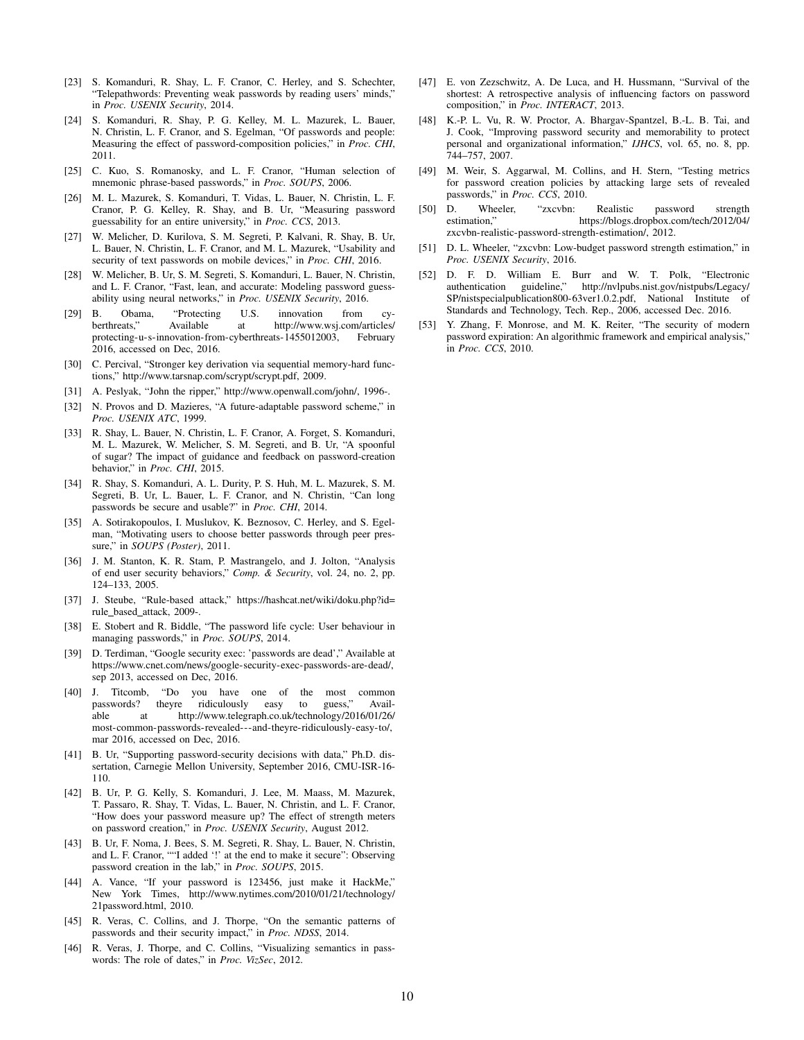[23] S. Komanduri, R. Shay, L. F. Cranor, C. Herley, and S. Schechter, "Telepathwords: Preventing weak passwords by reading users' minds," in *Proc. USENIX Security*, 2014.

[24] S. Komanduri, R. Shay, P. G. Kelley, M. L. Mazurek, L. Bauer, N. Christin, L. F. Cranor, and S. Egelman, "Of passwords and people: Measuring the effect of password-composition policies," in *Proc. CHI*, 2011.

[25] C. Kuo, S. Romanosky, and L. F. Cranor, "Human selection of mnemonic phrase-based passwords," in *Proc. SOUPS*, 2006.

[26] M. L. Mazurek, S. Komanduri, T. Vidas, L. Bauer, N. Christin, L. F. Cranor, P. G. Kelley, R. Shay, and B. Ur, "Measuring password guessability for an entire university," in *Proc. CCS*, 2013.

[27] W. Melicher, D. Kurilova, S. M. Segreti, P. Kalvani, R. Shay, B. Ur, L. Bauer, N. Christin, L. F. Cranor, and M. L. Mazurek, "Usability and security of text passwords on mobile devices," in *Proc. CHI*, 2016.

[28] W. Melicher, B. Ur, S. M. Segreti, S. Komanduri, L. Bauer, N. Christin, and L. F. Cranor, "Fast, lean, and accurate: Modeling password guessability using neural networks," in *Proc. USENIX Security*, 2016.

[29] B. Obama, "Protecting U.S. innovation from cyberthreats," Available at http://www.wsj.com/articles/protecting-u-s-innovation-from-cyberthreats-1455012003, February 2016, accessed on Dec, 2016.

[30] C. Percival, "Stronger key derivation via sequential memory-hard functions," http://www.tarsnap.com/scrypt/scrypt.pdf, 2009.

[31] A. Peslyak, "John the ripper," http://www.openwall.com/john/, 1996-.

[32] N. Provos and D. Mazieres, "A future-adaptable password scheme," in *Proc. USENIX ATC*, 1999.

[33] R. Shay, L. Bauer, N. Christin, L. F. Cranor, A. Forget, S. Komanduri, M. L. Mazurek, W. Melicher, S. M. Segreti, and B. Ur, "A spoonful of sugar? The impact of guidance and feedback on password-creation behavior," in *Proc. CHI*, 2015.

[34] R. Shay, S. Komanduri, A. L. Durity, P. S. Huh, M. L. Mazurek, S. M. Segreti, B. Ur, L. Bauer, L. F. Cranor, and N. Christin, "Can long passwords be secure and usable?" in *Proc. CHI*, 2014.

[35] A. Sotirakopoulos, I. Muslukov, K. Beznosov, C. Herley, and S. Egelman, "Motivating users to choose better passwords through peer pressure," in *SOUPS (Poster)*, 2011.

[36] J. M. Stanton, K. R. Stam, P. Mastrangelo, and J. Jolton, "Analysis of end user security behaviors," *Comp. & Security*, vol. 24, no. 2, pp. 124–133, 2005.

[37] J. Steube, "Rule-based attack," https://hashcat.net/wiki/doku.php?id=rule_based_attack, 2009-.

[38] E. Stobert and R. Biddle, "The password life cycle: User behaviour in managing passwords," in *Proc. SOUPS*, 2014.

[39] D. Terdiman, "Google security exec: 'passwords are dead'," Available at https://www.cnet.com/news/google-security-exec-passwords-are-dead/, sep 2013, accessed on Dec, 2016.

[40] J. Titcomb, "Do you have one of the most common passwords? theyre ridiculously easy to guess," Available at http://www.telegraph.co.uk/technology/2016/01/26/most-common-passwords-revealed---and-theyre-ridiculously-easy-to/, mar 2016, accessed on Dec, 2016.

[41] B. Ur, "Supporting password-security decisions with data," Ph.D. dissertation, Carnegie Mellon University, September 2016, CMU-ISR-16-110.

[42] B. Ur, P. G. Kelly, S. Komanduri, J. Lee, M. Maass, M. Mazurek, T. Passaro, R. Shay, T. Vidas, L. Bauer, N. Christin, and L. F. Cranor, "How does your password measure up? The effect of strength meters on password creation," in *Proc. USENIX Security*, August 2012.

[43] B. Ur, F. Noma, J. Bees, S. M. Segreti, R. Shay, L. Bauer, N. Christin, and L. F. Cranor, ""I added '!' at the end to make it secure": Observing password creation in the lab," in *Proc. SOUPS*, 2015.

[44] A. Vance, "If your password is 123456, just make it HackMe," New York Times, http://www.nytimes.com/2010/01/21/technology/21password.html, 2010.

[45] R. Veras, C. Collins, and J. Thorpe, "On the semantic patterns of passwords and their security impact," in *Proc. NDSS*, 2014.

[46] R. Veras, J. Thorpe, and C. Collins, "Visualizing semantics in passwords: The role of dates," in *Proc. VizSec*, 2012.

[47] E. von Zezschwitz, A. De Luca, and H. Hussmann, "Survival of the shortest: A retrospective analysis of influencing factors on password composition," in *Proc. INTERACT*, 2013.

[48] K.-P. L. Vu, R. W. Proctor, A. Bhargav-Spantzel, B.-L. B. Tai, and J. Cook, "Improving password security and memorability to protect personal and organizational information," *IJHCS*, vol. 65, no. 8, pp. 744–757, 2007.

[49] M. Weir, S. Aggarwal, M. Collins, and H. Stern, "Testing metrics for password creation policies by attacking large sets of revealed passwords," in *Proc. CCS*, 2010.

[50] D. Wheeler, "zxcvbn: Realistic password strength estimation," https://blogs.dropbox.com/tech/2012/04/zxcvbn-realistic-password-strength-estimation/, 2012.

[51] D. L. Wheeler, "zxcvbn: Low-budget password strength estimation," in *Proc. USENIX Security*, 2016.

[52] D. F. D. William E. Burr and W. T. Polk, "Electronic authentication guideline," http://nvlpubs.nist.gov/nistpubs/Legacy/SP/nistspecialpublication800-63ver1.0.2.pdf, National Institute of Standards and Technology, Tech. Rep., 2006, accessed Dec. 2016.

[53] Y. Zhang, F. Monrose, and M. K. Reiter, "The security of modern password expiration: An algorithmic framework and empirical analysis," in *Proc. CCS*, 2010.